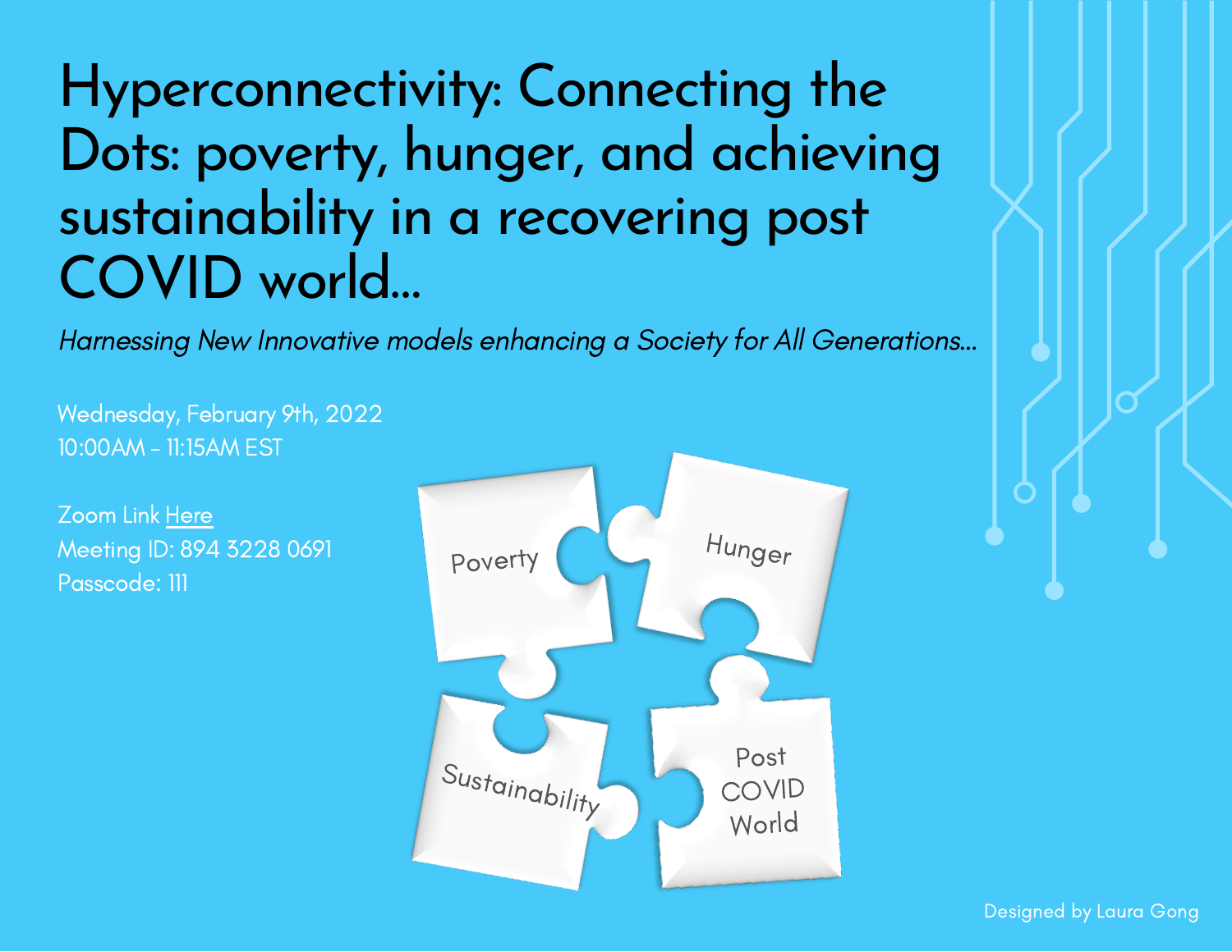# Hyperconnectivity: Connecting the Dots: poverty, hunger, and achieving sustainability in a recovering post COVID world...

*Harnessing New Innovative models enhancing a Society for All Generations...*

Wednesday, February 9th, 2022
10:00AM - 11:15AM EST

Zoom Link Here
Meeting ID: 894 3228 0691
Passcode: 111

Poverty

Hunger

Sustainability

Post COVID World

Designed by Laura Gong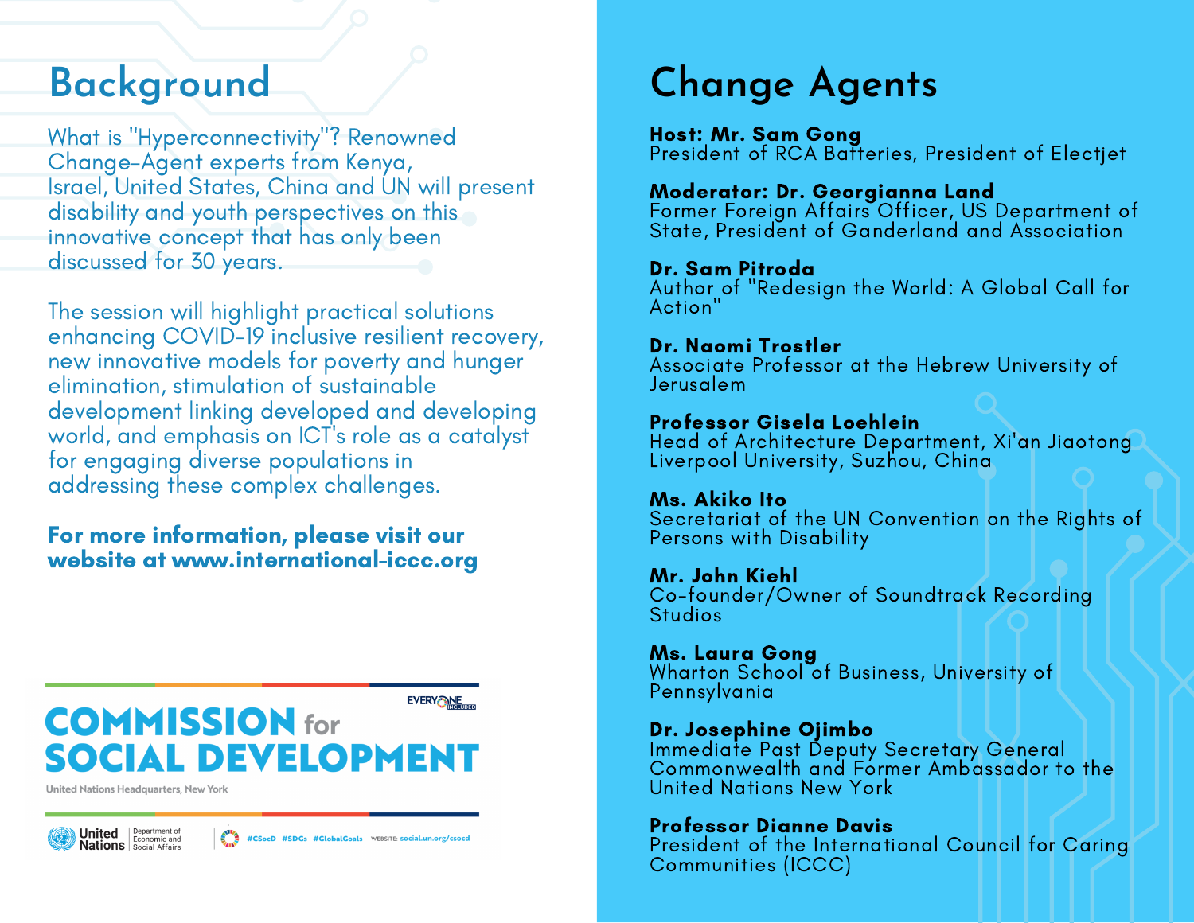# Background

What is "Hyperconnectivity"? Renowned Change-Agent experts from Kenya, Israel, United States, China and UN will present disability and youth perspectives on this innovative concept that has only been discussed for 30 years.

The session will highlight practical solutions enhancing COVID-19 inclusive resilient recovery, new innovative models for poverty and hunger elimination, stimulation of sustainable development linking developed and developing world, and emphasis on ICT's role as a catalyst for engaging diverse populations in addressing these complex challenges.

**For more information, please visit our website at www.international-iccc.org**

EVERYONE INCLUDED

**COMMISSION for SOCIAL DEVELOPMENT**

United Nations Headquarters, New York

United Nations | Department of Economic and Social Affairs

#CSocD #SDGs #GlobalGoals WEBSITE: social.un.org/csocd

# Change Agents

**Host: Mr. Sam Gong**
President of RCA Batteries, President of Electjet

**Moderator: Dr. Georgianna Land**
Former Foreign Affairs Officer, US Department of State, President of Ganderland and Association

**Dr. Sam Pitroda**
Author of "Redesign the World: A Global Call for Action"

**Dr. Naomi Trostler**
Associate Professor at the Hebrew University of Jerusalem

**Professor Gisela Loehlein**
Head of Architecture Department, Xi'an Jiaotong Liverpool University, Suzhou, China

**Ms. Akiko Ito**
Secretariat of the UN Convention on the Rights of Persons with Disability

**Mr. John Kiehl**
Co-founder/Owner of Soundtrack Recording Studios

**Ms. Laura Gong**
Wharton School of Business, University of Pennsylvania

**Dr. Josephine Ojimbo**
Immediate Past Deputy Secretary General Commonwealth and Former Ambassador to the United Nations New York

**Professor Dianne Davis**
President of the International Council for Caring Communities (ICCC)